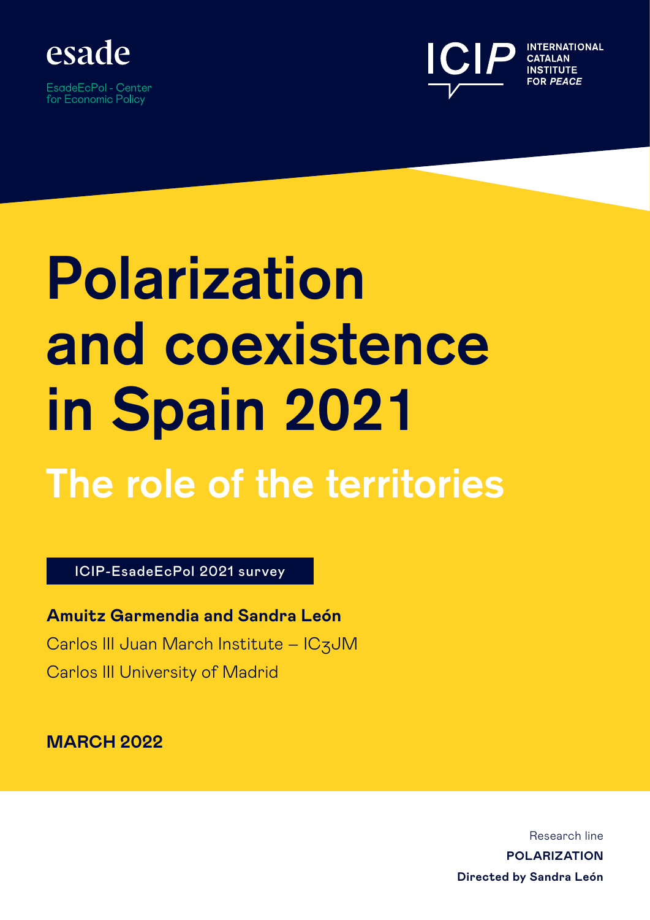esade

EsadeEcPol - Center for Economic Policy

ICIP INTERNATIONAL CATALAN INSTITUTE FOR *PEACE*

# Polarization and coexistence in Spain 2021

## The role of the territories

ICIP-EsadeEcPol 2021 survey

**Amuitz Garmendia and Sandra León**

Carlos III Juan March Institute – IC3JM

Carlos III University of Madrid

**MARCH 2022**

Research line

**POLARIZATION**

**Directed by Sandra León**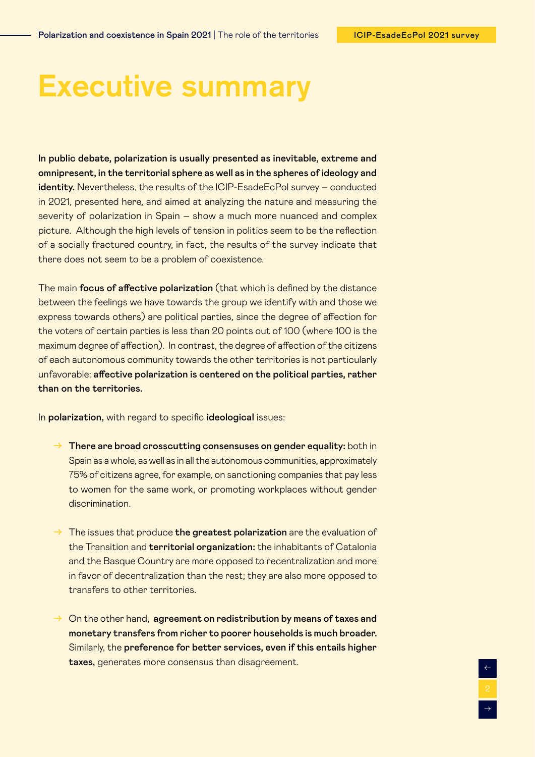# Executive summary

**In public debate, polarization is usually presented as inevitable, extreme and omnipresent, in the territorial sphere as well as in the spheres of ideology and identity.** Nevertheless, the results of the ICIP-EsadeEcPol survey – conducted in 2021, presented here, and aimed at analyzing the nature and measuring the severity of polarization in Spain – show a much more nuanced and complex picture. Although the high levels of tension in politics seem to be the reflection of a socially fractured country, in fact, the results of the survey indicate that there does not seem to be a problem of coexistence.

The main **focus of affective polarization** (that which is defined by the distance between the feelings we have towards the group we identify with and those we express towards others) are political parties, since the degree of affection for the voters of certain parties is less than 20 points out of 100 (where 100 is the maximum degree of affection). In contrast, the degree of affection of the citizens of each autonomous community towards the other territories is not particularly unfavorable: **affective polarization is centered on the political parties, rather than on the territories.**

In **polarization,** with regard to specific **ideological** issues:

- **There are broad crosscutting consensuses on gender equality:** both in Spain as a whole, as well as in all the autonomous communities, approximately 75% of citizens agree, for example, on sanctioning companies that pay less to women for the same work, or promoting workplaces without gender discrimination.
- The issues that produce **the greatest polarization** are the evaluation of the Transition and **territorial organization:** the inhabitants of Catalonia and the Basque Country are more opposed to recentralization and more in favor of decentralization than the rest; they are also more opposed to transfers to other territories.
- On the other hand, **agreement on redistribution by means of taxes and monetary transfers from richer to poorer households is much broader.** Similarly, the **preference for better services, even if this entails higher taxes,** generates more consensus than disagreement.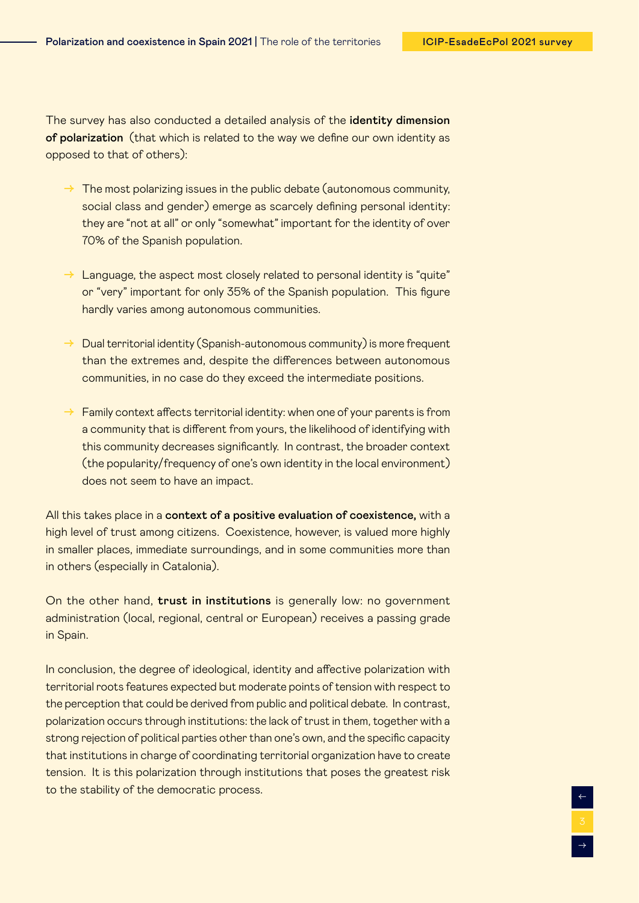The survey has also conducted a detailed analysis of the **identity dimension of polarization** (that which is related to the way we define our own identity as opposed to that of others):

- The most polarizing issues in the public debate (autonomous community, social class and gender) emerge as scarcely defining personal identity: they are "not at all" or only "somewhat" important for the identity of over 70% of the Spanish population.

- Language, the aspect most closely related to personal identity is "quite" or "very" important for only 35% of the Spanish population. This figure hardly varies among autonomous communities.

- Dual territorial identity (Spanish-autonomous community) is more frequent than the extremes and, despite the differences between autonomous communities, in no case do they exceed the intermediate positions.

- Family context affects territorial identity: when one of your parents is from a community that is different from yours, the likelihood of identifying with this community decreases significantly. In contrast, the broader context (the popularity/frequency of one's own identity in the local environment) does not seem to have an impact.

All this takes place in a **context of a positive evaluation of coexistence,** with a high level of trust among citizens. Coexistence, however, is valued more highly in smaller places, immediate surroundings, and in some communities more than in others (especially in Catalonia).

On the other hand, **trust in institutions** is generally low: no government administration (local, regional, central or European) receives a passing grade in Spain.

In conclusion, the degree of ideological, identity and affective polarization with territorial roots features expected but moderate points of tension with respect to the perception that could be derived from public and political debate. In contrast, polarization occurs through institutions: the lack of trust in them, together with a strong rejection of political parties other than one's own, and the specific capacity that institutions in charge of coordinating territorial organization have to create tension. It is this polarization through institutions that poses the greatest risk to the stability of the democratic process.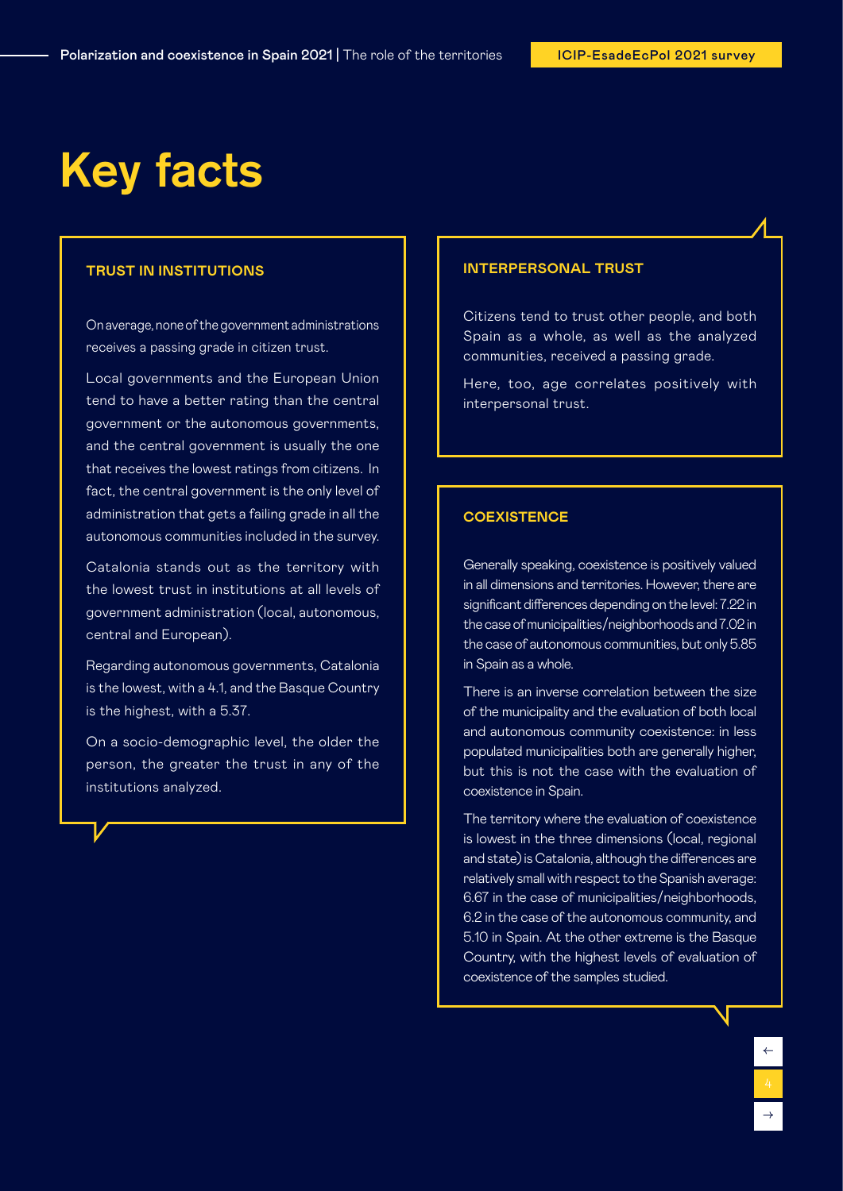# Key facts

### TRUST IN INSTITUTIONS

On average, none of the government administrations receives a passing grade in citizen trust.

Local governments and the European Union tend to have a better rating than the central government or the autonomous governments, and the central government is usually the one that receives the lowest ratings from citizens. In fact, the central government is the only level of administration that gets a failing grade in all the autonomous communities included in the survey.

Catalonia stands out as the territory with the lowest trust in institutions at all levels of government administration (local, autonomous, central and European).

Regarding autonomous governments, Catalonia is the lowest, with a 4.1, and the Basque Country is the highest, with a 5.37.

On a socio-demographic level, the older the person, the greater the trust in any of the institutions analyzed.

### INTERPERSONAL TRUST

Citizens tend to trust other people, and both Spain as a whole, as well as the analyzed communities, received a passing grade.

Here, too, age correlates positively with interpersonal trust.

### COEXISTENCE

Generally speaking, coexistence is positively valued in all dimensions and territories. However, there are significant differences depending on the level: 7.22 in the case of municipalities/neighborhoods and 7.02 in the case of autonomous communities, but only 5.85 in Spain as a whole.

There is an inverse correlation between the size of the municipality and the evaluation of both local and autonomous community coexistence: in less populated municipalities both are generally higher, but this is not the case with the evaluation of coexistence in Spain.

The territory where the evaluation of coexistence is lowest in the three dimensions (local, regional and state) is Catalonia, although the differences are relatively small with respect to the Spanish average: 6.67 in the case of municipalities/neighborhoods, 6.2 in the case of the autonomous community, and 5.10 in Spain. At the other extreme is the Basque Country, with the highest levels of evaluation of coexistence of the samples studied.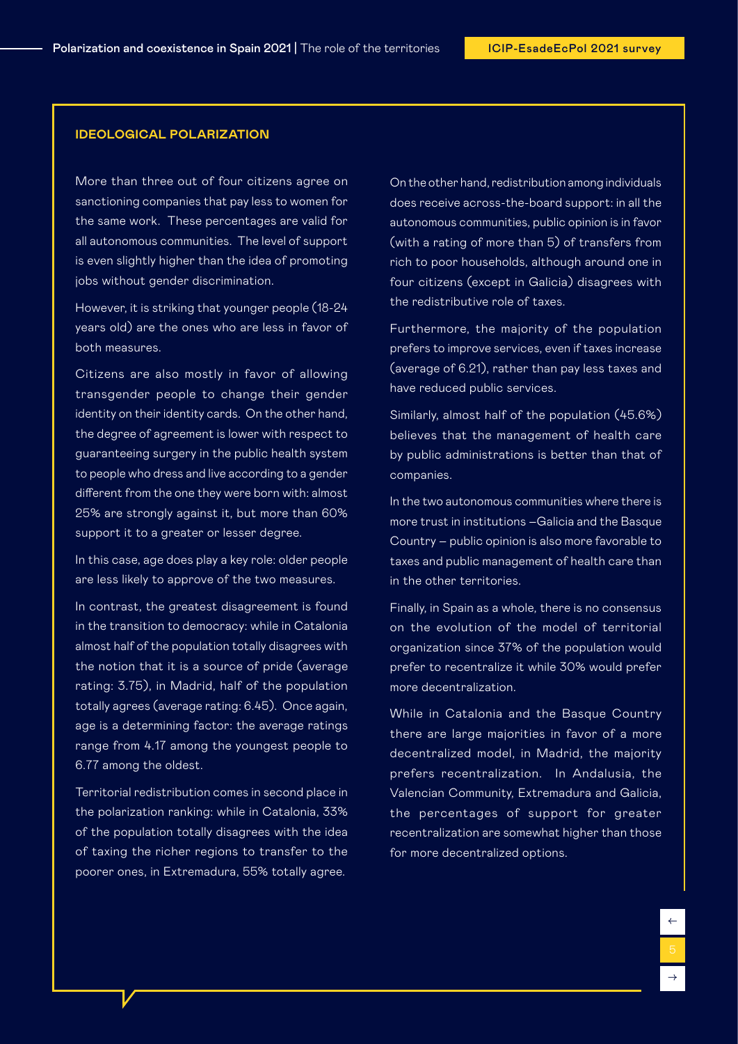## IDEOLOGICAL POLARIZATION

More than three out of four citizens agree on sanctioning companies that pay less to women for the same work. These percentages are valid for all autonomous communities. The level of support is even slightly higher than the idea of promoting jobs without gender discrimination.

However, it is striking that younger people (18-24 years old) are the ones who are less in favor of both measures.

Citizens are also mostly in favor of allowing transgender people to change their gender identity on their identity cards. On the other hand, the degree of agreement is lower with respect to guaranteeing surgery in the public health system to people who dress and live according to a gender different from the one they were born with: almost 25% are strongly against it, but more than 60% support it to a greater or lesser degree.

In this case, age does play a key role: older people are less likely to approve of the two measures.

In contrast, the greatest disagreement is found in the transition to democracy: while in Catalonia almost half of the population totally disagrees with the notion that it is a source of pride (average rating: 3.75), in Madrid, half of the population totally agrees (average rating: 6.45). Once again, age is a determining factor: the average ratings range from 4.17 among the youngest people to 6.77 among the oldest.

Territorial redistribution comes in second place in the polarization ranking: while in Catalonia, 33% of the population totally disagrees with the idea of taxing the richer regions to transfer to the poorer ones, in Extremadura, 55% totally agree.

On the other hand, redistribution among individuals does receive across-the-board support: in all the autonomous communities, public opinion is in favor (with a rating of more than 5) of transfers from rich to poor households, although around one in four citizens (except in Galicia) disagrees with the redistributive role of taxes.

Furthermore, the majority of the population prefers to improve services, even if taxes increase (average of 6.21), rather than pay less taxes and have reduced public services.

Similarly, almost half of the population (45.6%) believes that the management of health care by public administrations is better than that of companies.

In the two autonomous communities where there is more trust in institutions –Galicia and the Basque Country – public opinion is also more favorable to taxes and public management of health care than in the other territories.

Finally, in Spain as a whole, there is no consensus on the evolution of the model of territorial organization since 37% of the population would prefer to recentralize it while 30% would prefer more decentralization.

While in Catalonia and the Basque Country there are large majorities in favor of a more decentralized model, in Madrid, the majority prefers recentralization. In Andalusia, the Valencian Community, Extremadura and Galicia, the percentages of support for greater recentralization are somewhat higher than those for more decentralized options.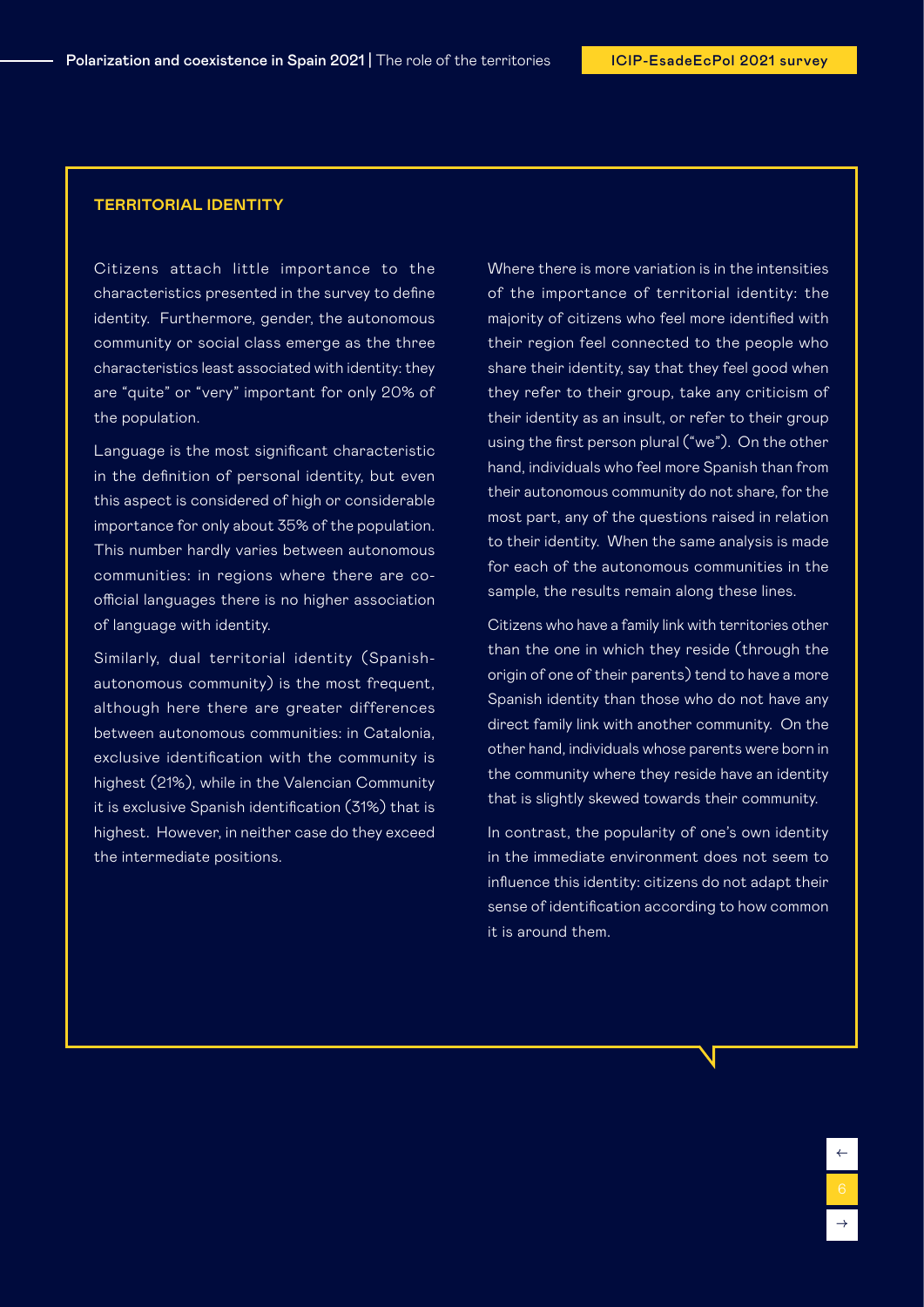## TERRITORIAL IDENTITY

Citizens attach little importance to the characteristics presented in the survey to define identity. Furthermore, gender, the autonomous community or social class emerge as the three characteristics least associated with identity: they are "quite" or "very" important for only 20% of the population.

Language is the most significant characteristic in the definition of personal identity, but even this aspect is considered of high or considerable importance for only about 35% of the population. This number hardly varies between autonomous communities: in regions where there are co-official languages there is no higher association of language with identity.

Similarly, dual territorial identity (Spanish-autonomous community) is the most frequent, although here there are greater differences between autonomous communities: in Catalonia, exclusive identification with the community is highest (21%), while in the Valencian Community it is exclusive Spanish identification (31%) that is highest. However, in neither case do they exceed the intermediate positions.

Where there is more variation is in the intensities of the importance of territorial identity: the majority of citizens who feel more identified with their region feel connected to the people who share their identity, say that they feel good when they refer to their group, take any criticism of their identity as an insult, or refer to their group using the first person plural ("we"). On the other hand, individuals who feel more Spanish than from their autonomous community do not share, for the most part, any of the questions raised in relation to their identity. When the same analysis is made for each of the autonomous communities in the sample, the results remain along these lines.

Citizens who have a family link with territories other than the one in which they reside (through the origin of one of their parents) tend to have a more Spanish identity than those who do not have any direct family link with another community. On the other hand, individuals whose parents were born in the community where they reside have an identity that is slightly skewed towards their community.

In contrast, the popularity of one's own identity in the immediate environment does not seem to influence this identity: citizens do not adapt their sense of identification according to how common it is around them.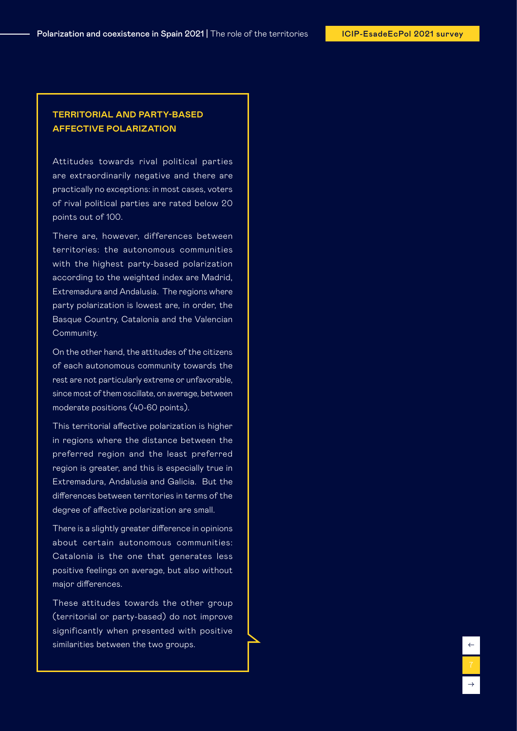## TERRITORIAL AND PARTY-BASED AFFECTIVE POLARIZATION

Attitudes towards rival political parties are extraordinarily negative and there are practically no exceptions: in most cases, voters of rival political parties are rated below 20 points out of 100.

There are, however, differences between territories: the autonomous communities with the highest party-based polarization according to the weighted index are Madrid, Extremadura and Andalusia. The regions where party polarization is lowest are, in order, the Basque Country, Catalonia and the Valencian Community.

On the other hand, the attitudes of the citizens of each autonomous community towards the rest are not particularly extreme or unfavorable, since most of them oscillate, on average, between moderate positions (40-60 points).

This territorial affective polarization is higher in regions where the distance between the preferred region and the least preferred region is greater, and this is especially true in Extremadura, Andalusia and Galicia. But the differences between territories in terms of the degree of affective polarization are small.

There is a slightly greater difference in opinions about certain autonomous communities: Catalonia is the one that generates less positive feelings on average, but also without major differences.

These attitudes towards the other group (territorial or party-based) do not improve significantly when presented with positive similarities between the two groups.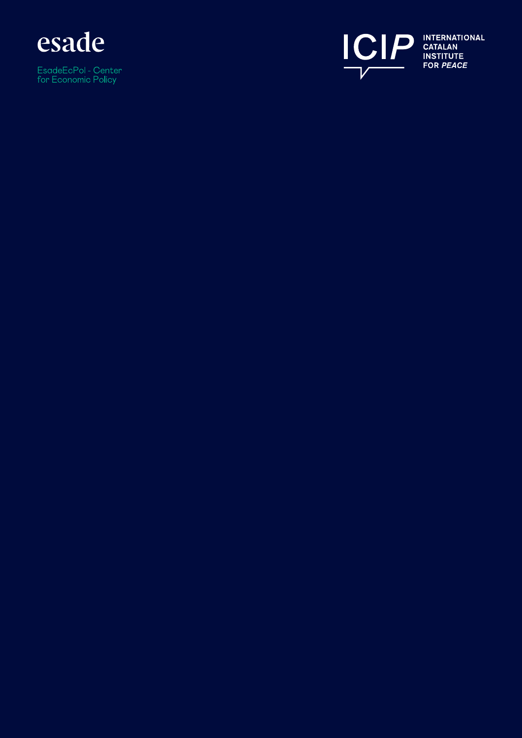esade

EsadeEcPol - Center
for Economic Policy

ICIP INTERNATIONAL CATALAN INSTITUTE FOR *PEACE*